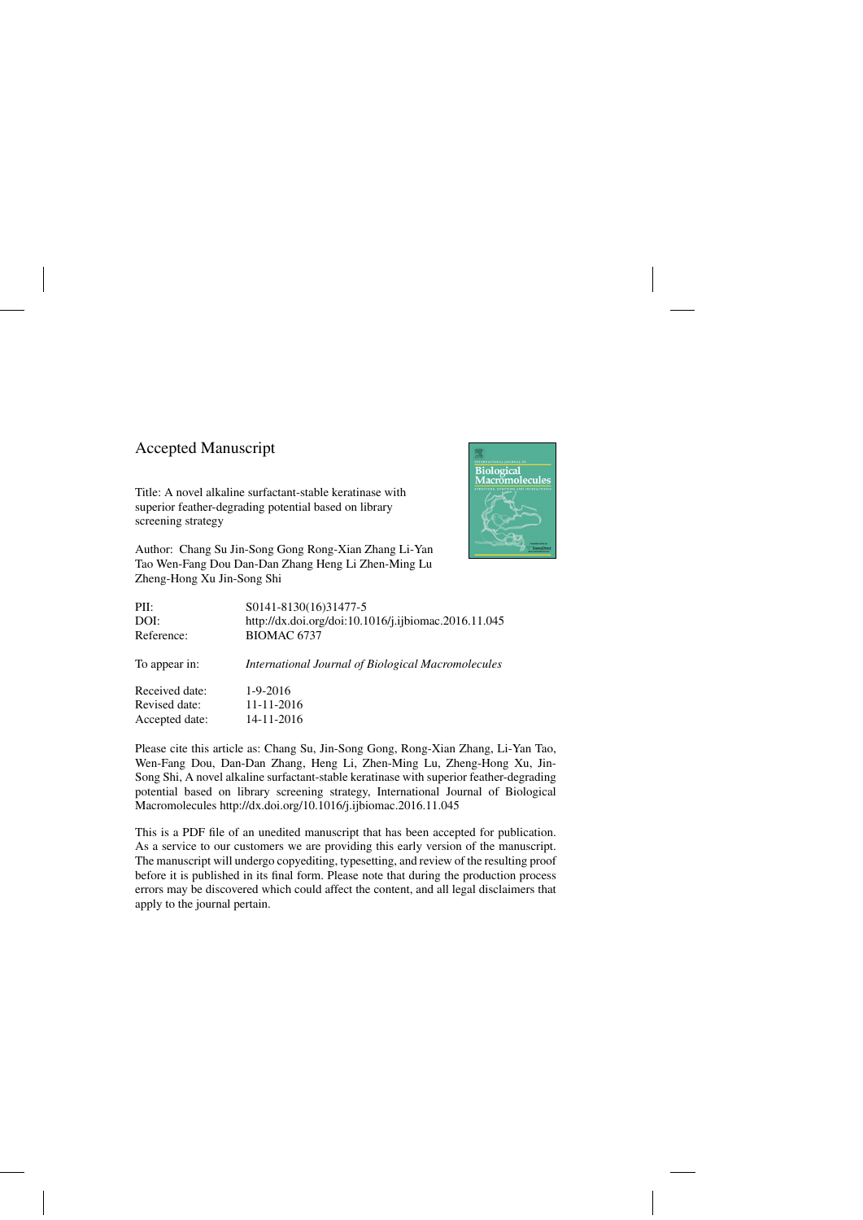## Accepted Manuscript

Title: A novel alkaline surfactant-stable keratinase with superior feather-degrading potential based on library screening strategy

Author: Chang Su Jin-Song Gong Rong-Xian Zhang Li-Yan Tao Wen-Fang Dou Dan-Dan Zhang Heng Li Zhen-Ming Lu Zheng-Hong Xu Jin-Song Shi

| | |
|---|---|
| PII: | S0141-8130(16)31477-5 |
| DOI: | http://dx.doi.org/doi:10.1016/j.ijbiomac.2016.11.045 |
| Reference: | BIOMAC 6737 |
| To appear in: | *International Journal of Biological Macromolecules* |
| Received date: | 1-9-2016 |
| Revised date: | 11-11-2016 |
| Accepted date: | 14-11-2016 |

Please cite this article as: Chang Su, Jin-Song Gong, Rong-Xian Zhang, Li-Yan Tao, Wen-Fang Dou, Dan-Dan Zhang, Heng Li, Zhen-Ming Lu, Zheng-Hong Xu, Jin-Song Shi, A novel alkaline surfactant-stable keratinase with superior feather-degrading potential based on library screening strategy, International Journal of Biological Macromolecules http://dx.doi.org/10.1016/j.ijbiomac.2016.11.045

This is a PDF file of an unedited manuscript that has been accepted for publication. As a service to our customers we are providing this early version of the manuscript. The manuscript will undergo copyediting, typesetting, and review of the resulting proof before it is published in its final form. Please note that during the production process errors may be discovered which could affect the content, and all legal disclaimers that apply to the journal pertain.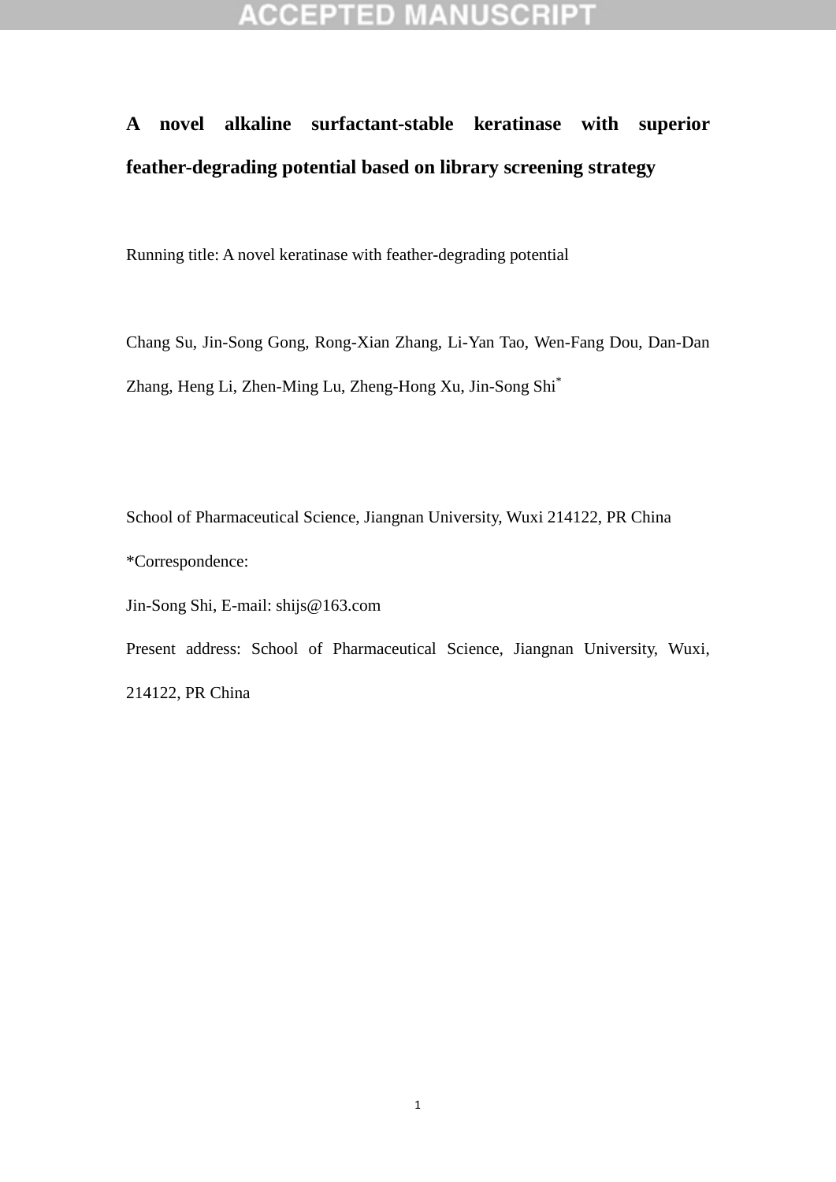# A novel alkaline surfactant-stable keratinase with superior feather-degrading potential based on library screening strategy

Running title: A novel keratinase with feather-degrading potential

Chang Su, Jin-Song Gong, Rong-Xian Zhang, Li-Yan Tao, Wen-Fang Dou, Dan-Dan Zhang, Heng Li, Zhen-Ming Lu, Zheng-Hong Xu, Jin-Song Shi*

School of Pharmaceutical Science, Jiangnan University, Wuxi 214122, PR China

*Correspondence:

Jin-Song Shi, E-mail: shijs@163.com

Present address: School of Pharmaceutical Science, Jiangnan University, Wuxi, 214122, PR China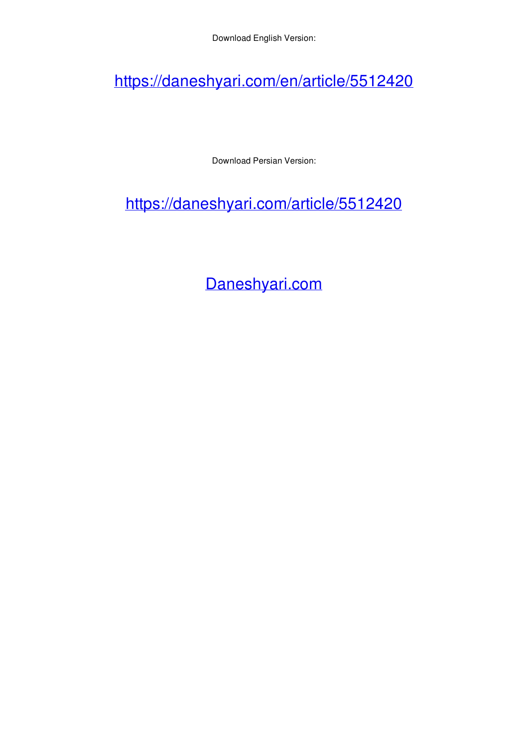Download English Version:

https://daneshyari.com/en/article/5512420

Download Persian Version:

https://daneshyari.com/article/5512420

Daneshyari.com